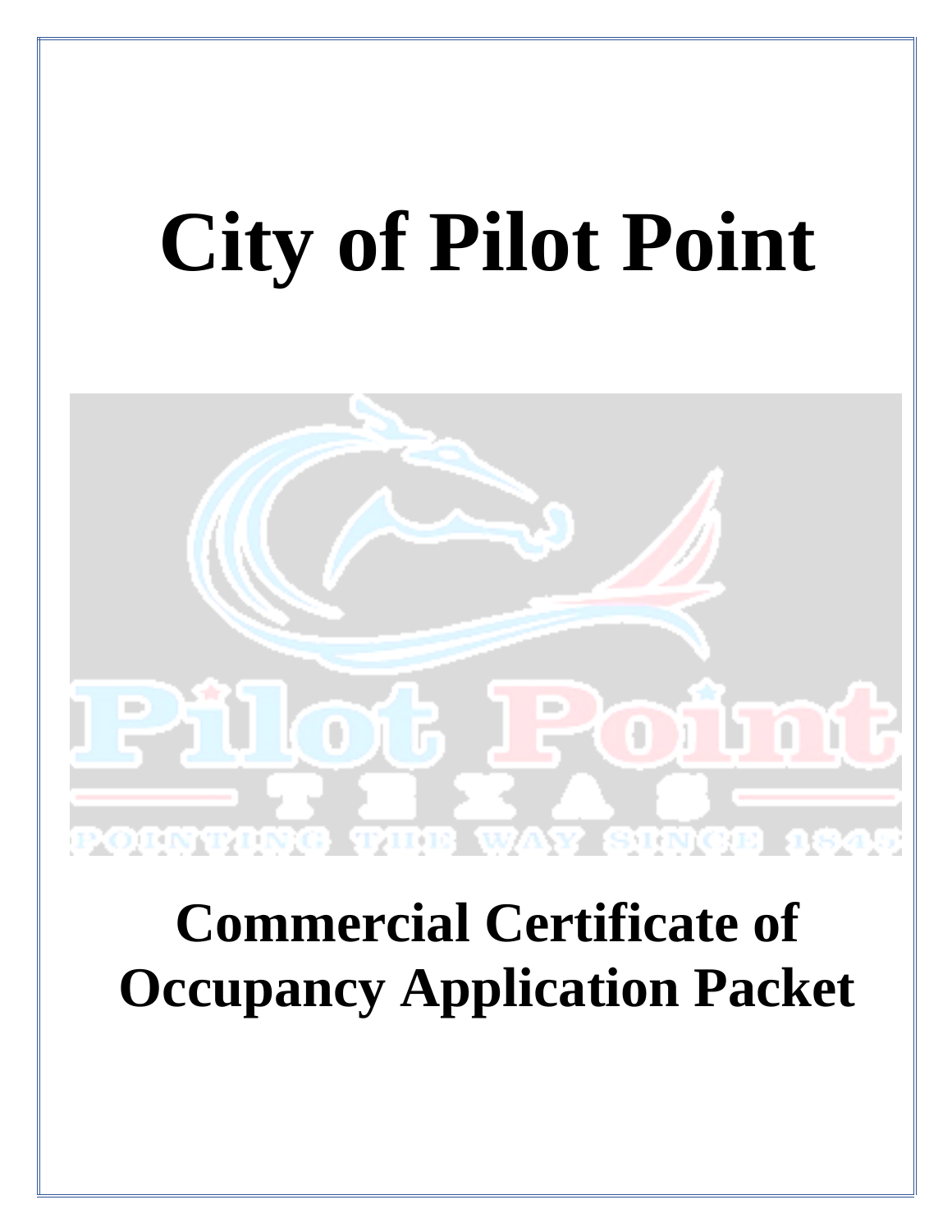# City of Pilot Point

# Commercial Certificate of Occupancy Application Packet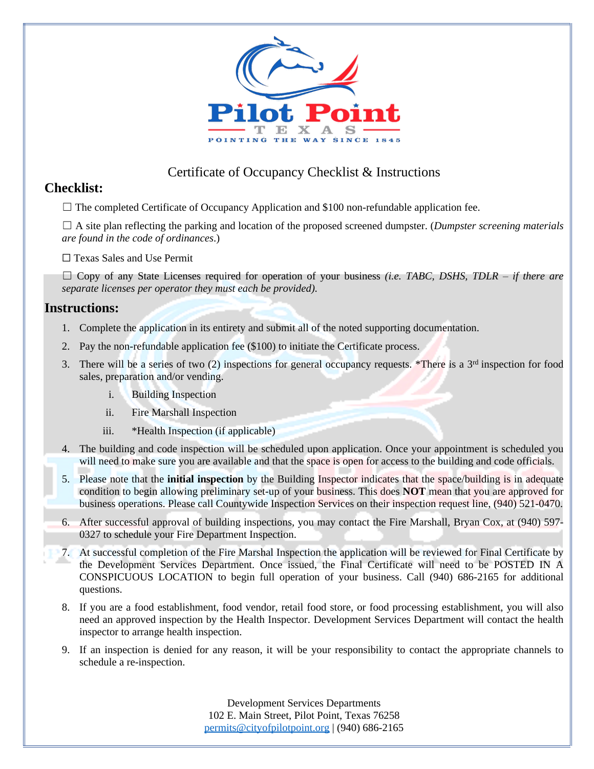# Certificate of Occupancy Checklist & Instructions

## Checklist:

☐ The completed Certificate of Occupancy Application and $100 non-refundable application fee.

☐ A site plan reflecting the parking and location of the proposed screened dumpster. (*Dumpster screening materials are found in the code of ordinances*.)

☐ Texas Sales and Use Permit

☐ Copy of any State Licenses required for operation of your business *(i.e. TABC, DSHS, TDLR – if there are separate licenses per operator they must each be provided).*

## Instructions:

1. Complete the application in its entirety and submit all of the noted supporting documentation.
2. Pay the non-refundable application fee ($100) to initiate the Certificate process.
3. There will be a series of two (2) inspections for general occupancy requests. *There is a 3rd inspection for food sales, preparation and/or vending.
   i. Building Inspection
   ii. Fire Marshall Inspection
   iii. *Health Inspection (if applicable)
4. The building and code inspection will be scheduled upon application. Once your appointment is scheduled you will need to make sure you are available and that the space is open for access to the building and code officials.
5. Please note that the **initial inspection** by the Building Inspector indicates that the space/building is in adequate condition to begin allowing preliminary set-up of your business. This does **NOT** mean that you are approved for business operations. Please call Countywide Inspection Services on their inspection request line, (940) 521-0470.
6. After successful approval of building inspections, you may contact the Fire Marshall, Bryan Cox, at (940) 597-0327 to schedule your Fire Department Inspection.
7. At successful completion of the Fire Marshal Inspection the application will be reviewed for Final Certificate by the Development Services Department. Once issued, the Final Certificate will need to be POSTED IN A CONSPICUOUS LOCATION to begin full operation of your business. Call (940) 686-2165 for additional questions.
8. If you are a food establishment, food vendor, retail food store, or food processing establishment, you will also need an approved inspection by the Health Inspector. Development Services Department will contact the health inspector to arrange health inspection.
9. If an inspection is denied for any reason, it will be your responsibility to contact the appropriate channels to schedule a re-inspection.

Development Services Departments
102 E. Main Street, Pilot Point, Texas 76258
permits@cityofpilotpoint.org | (940) 686-2165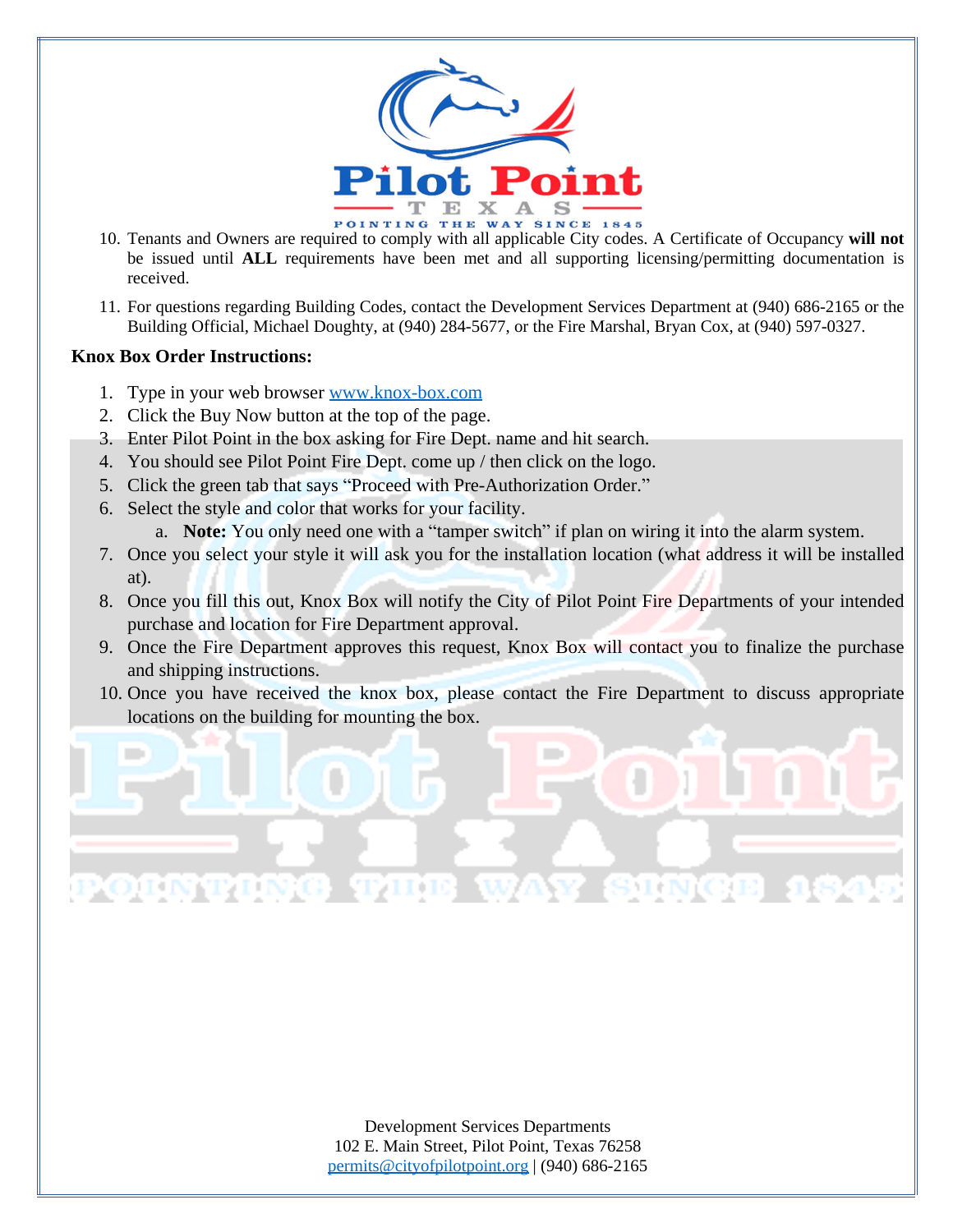10. Tenants and Owners are required to comply with all applicable City codes. A Certificate of Occupancy **will not** be issued until **ALL** requirements have been met and all supporting licensing/permitting documentation is received.

11. For questions regarding Building Codes, contact the Development Services Department at (940) 686-2165 or the Building Official, Michael Doughty, at (940) 284-5677, or the Fire Marshal, Bryan Cox, at (940) 597-0327.

**Knox Box Order Instructions:**

1. Type in your web browser www.knox-box.com
2. Click the Buy Now button at the top of the page.
3. Enter Pilot Point in the box asking for Fire Dept. name and hit search.
4. You should see Pilot Point Fire Dept. come up / then click on the logo.
5. Click the green tab that says "Proceed with Pre-Authorization Order."
6. Select the style and color that works for your facility.
   a. **Note:** You only need one with a "tamper switch" if plan on wiring it into the alarm system.
7. Once you select your style it will ask you for the installation location (what address it will be installed at).
8. Once you fill this out, Knox Box will notify the City of Pilot Point Fire Departments of your intended purchase and location for Fire Department approval.
9. Once the Fire Department approves this request, Knox Box will contact you to finalize the purchase and shipping instructions.
10. Once you have received the knox box, please contact the Fire Department to discuss appropriate locations on the building for mounting the box.

Development Services Departments
102 E. Main Street, Pilot Point, Texas 76258
permits@cityofpilotpoint.org | (940) 686-2165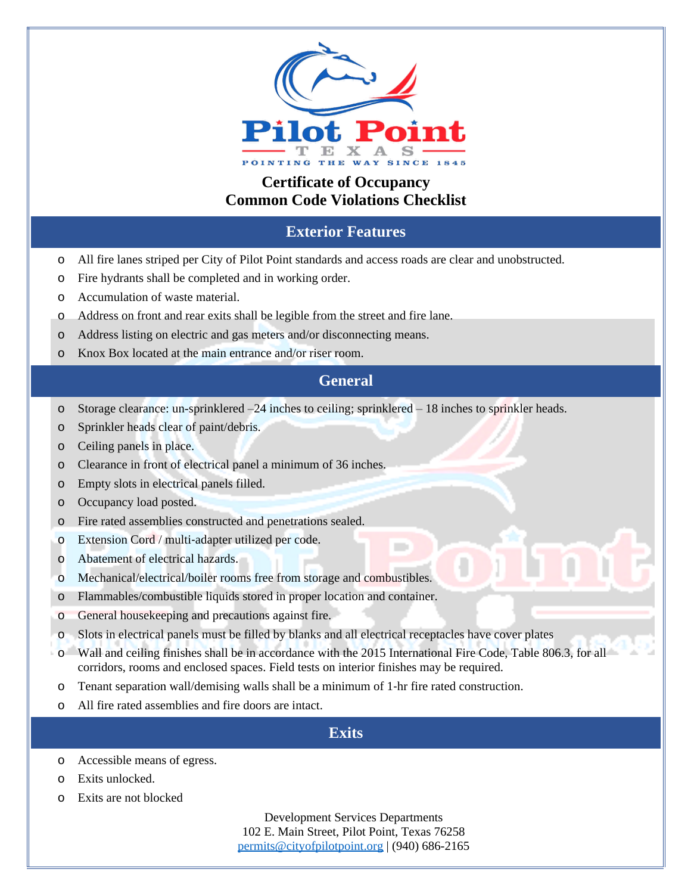# Certificate of Occupancy
# Common Code Violations Checklist

## Exterior Features

- All fire lanes striped per City of Pilot Point standards and access roads are clear and unobstructed.
- Fire hydrants shall be completed and in working order.
- Accumulation of waste material.
- Address on front and rear exits shall be legible from the street and fire lane.
- Address listing on electric and gas meters and/or disconnecting means.
- Knox Box located at the main entrance and/or riser room.

## General

- Storage clearance: un-sprinklered –24 inches to ceiling; sprinklered – 18 inches to sprinkler heads.
- Sprinkler heads clear of paint/debris.
- Ceiling panels in place.
- Clearance in front of electrical panel a minimum of 36 inches.
- Empty slots in electrical panels filled.
- Occupancy load posted.
- Fire rated assemblies constructed and penetrations sealed.
- Extension Cord / multi-adapter utilized per code.
- Abatement of electrical hazards.
- Mechanical/electrical/boiler rooms free from storage and combustibles.
- Flammables/combustible liquids stored in proper location and container.
- General housekeeping and precautions against fire.
- Slots in electrical panels must be filled by blanks and all electrical receptacles have cover plates
- Wall and ceiling finishes shall be in accordance with the 2015 International Fire Code, Table 806.3, for all corridors, rooms and enclosed spaces. Field tests on interior finishes may be required.
- Tenant separation wall/demising walls shall be a minimum of 1-hr fire rated construction.
- All fire rated assemblies and fire doors are intact.

## Exits

- Accessible means of egress.
- Exits unlocked.
- Exits are not blocked

Development Services Departments
102 E. Main Street, Pilot Point, Texas 76258
permits@cityofpilotpoint.org | (940) 686-2165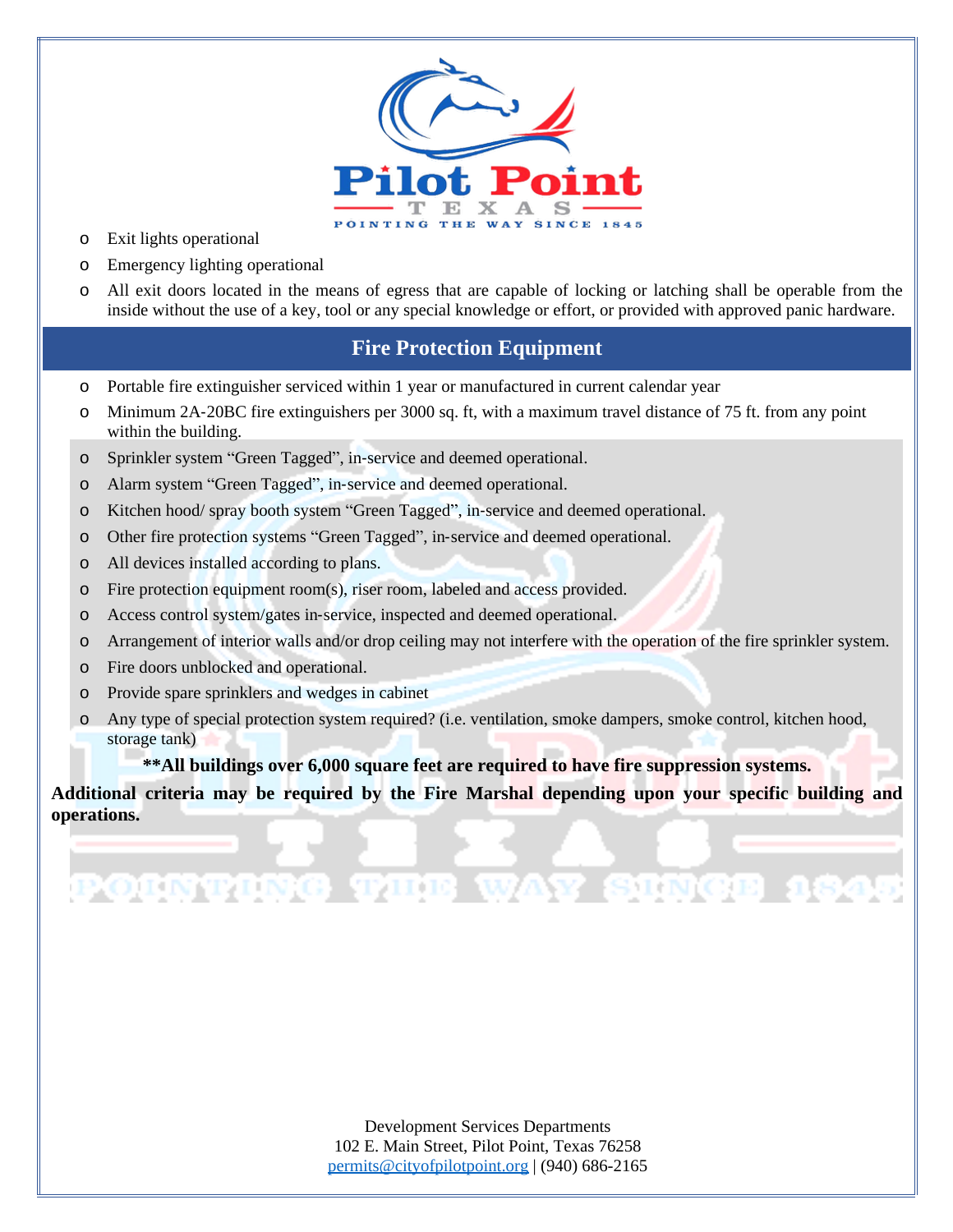- Exit lights operational
- Emergency lighting operational
- All exit doors located in the means of egress that are capable of locking or latching shall be operable from the inside without the use of a key, tool or any special knowledge or effort, or provided with approved panic hardware.

## Fire Protection Equipment

- Portable fire extinguisher serviced within 1 year or manufactured in current calendar year
- Minimum 2A-20BC fire extinguishers per 3000 sq. ft, with a maximum travel distance of 75 ft. from any point within the building.
- Sprinkler system “Green Tagged”, in-service and deemed operational.
- Alarm system “Green Tagged”, in-service and deemed operational.
- Kitchen hood/ spray booth system “Green Tagged”, in-service and deemed operational.
- Other fire protection systems “Green Tagged”, in-service and deemed operational.
- All devices installed according to plans.
- Fire protection equipment room(s), riser room, labeled and access provided.
- Access control system/gates in-service, inspected and deemed operational.
- Arrangement of interior walls and/or drop ceiling may not interfere with the operation of the fire sprinkler system.
- Fire doors unblocked and operational.
- Provide spare sprinklers and wedges in cabinet
- Any type of special protection system required? (i.e. ventilation, smoke dampers, smoke control, kitchen hood, storage tank)

**\*\*All buildings over 6,000 square feet are required to have fire suppression systems.**

**Additional criteria may be required by the Fire Marshal depending upon your specific building and operations.**

Development Services Departments
102 E. Main Street, Pilot Point, Texas 76258
permits@cityofpilotpoint.org | (940) 686-2165